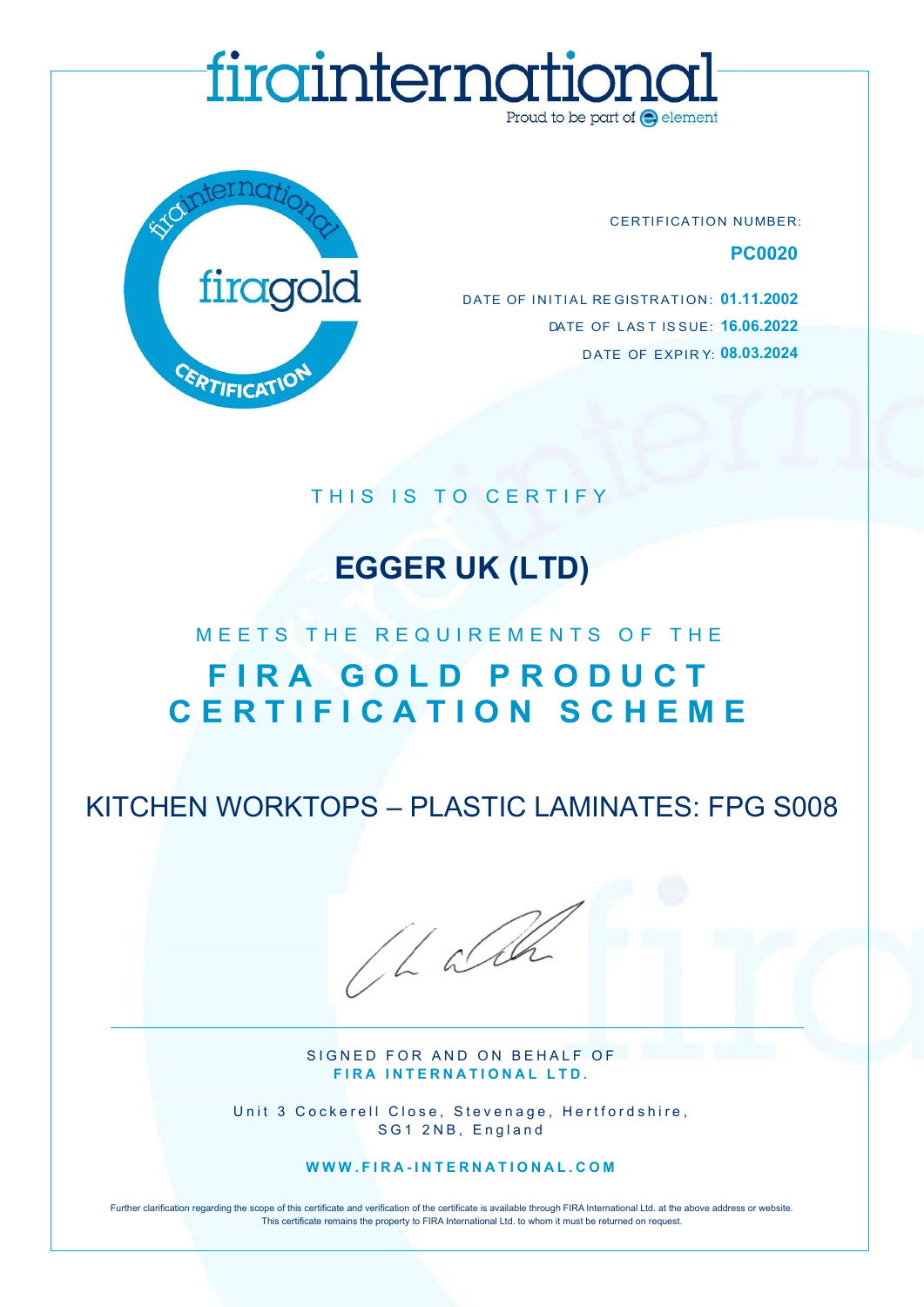# firainternational

Proud to be part of element

firagold CERTIFICATION

CERTIFICATION NUMBER:

**PC0020**

DATE OF INITIAL REGISTRATION: **01.11.2002**

DATE OF LAST ISSUE: **16.06.2022**

DATE OF EXPIRY: **08.03.2024**

THIS IS TO CERTIFY

## EGGER UK (LTD)

MEETS THE REQUIREMENTS OF THE

## FIRA GOLD PRODUCT CERTIFICATION SCHEME

KITCHEN WORKTOPS – PLASTIC LAMINATES: FPG S008

SIGNED FOR AND ON BEHALF OF
**FIRA INTERNATIONAL LTD.**

Unit 3 Cockerell Close, Stevenage, Hertfordshire, SG1 2NB, England

**WWW.FIRA-INTERNATIONAL.COM**

Further clarification regarding the scope of this certificate and verification of the certificate is available through FIRA International Ltd. at the above address or website.
This certificate remains the property to FIRA International Ltd. to whom it must be returned on request.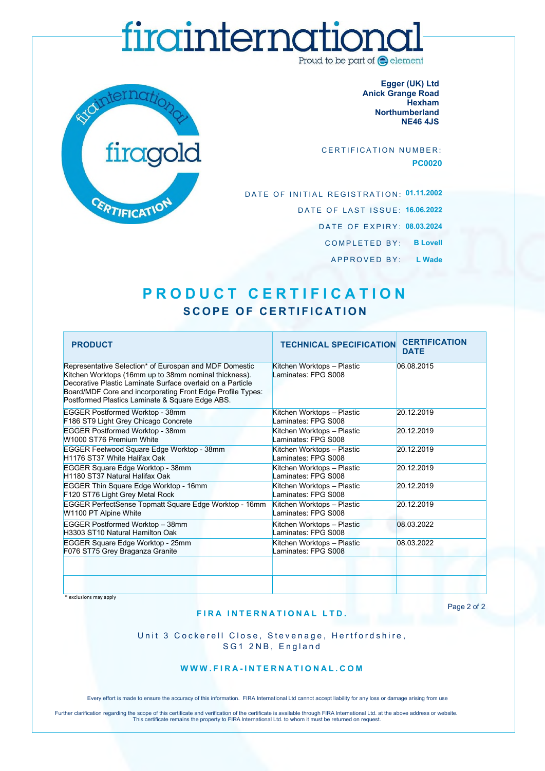**Egger (UK) Ltd**
**Anick Grange Road**
**Hexham**
**Northumberland**
**NE46 4JS**

CERTIFICATION NUMBER: **PC0020**

DATE OF INITIAL REGISTRATION: **01.11.2002**

DATE OF LAST ISSUE: **16.06.2022**

DATE OF EXPIRY: **08.03.2024**

COMPLETED BY: **B Lovell**

APPROVED BY: **L Wade**

# PRODUCT CERTIFICATION

## SCOPE OF CERTIFICATION

| PRODUCT | TECHNICAL SPECIFICATION | CERTIFICATION DATE |
|---|---|---|
| Representative Selection* of Eurospan and MDF Domestic Kitchen Worktops (16mm up to 38mm nominal thickness). Decorative Plastic Laminate Surface overlaid on a Particle Board/MDF Core and incorporating Front Edge Profile Types: Postformed Plastics Laminate & Square Edge ABS. | Kitchen Worktops – Plastic Laminates: FPG S008 | 06.08.2015 |
| EGGER Postformed Worktop - 38mm F186 ST9 Light Grey Chicago Concrete | Kitchen Worktops – Plastic Laminates: FPG S008 | 20.12.2019 |
| EGGER Postformed Worktop - 38mm W1000 ST76 Premium White | Kitchen Worktops – Plastic Laminates: FPG S008 | 20.12.2019 |
| EGGER Feelwood Square Edge Worktop - 38mm H1176 ST37 White Halifax Oak | Kitchen Worktops – Plastic Laminates: FPG S008 | 20.12.2019 |
| EGGER Square Edge Worktop - 38mm H1180 ST37 Natural Halifax Oak | Kitchen Worktops – Plastic Laminates: FPG S008 | 20.12.2019 |
| EGGER Thin Square Edge Worktop - 16mm F120 ST76 Light Grey Metal Rock | Kitchen Worktops – Plastic Laminates: FPG S008 | 20.12.2019 |
| EGGER PerfectSense Topmatt Square Edge Worktop - 16mm W1100 PT Alpine White | Kitchen Worktops – Plastic Laminates: FPG S008 | 20.12.2019 |
| EGGER Postformed Worktop – 38mm H3303 ST10 Natural Hamilton Oak | Kitchen Worktops – Plastic Laminates: FPG S008 | 08.03.2022 |
| EGGER Square Edge Worktop - 25mm F076 ST75 Grey Braganza Granite | Kitchen Worktops – Plastic Laminates: FPG S008 | 08.03.2022 |
| | | |
| | | |

* exclusions may apply

**FIRA INTERNATIONAL LTD.**

Unit 3 Cockerell Close, Stevenage, Hertfordshire, SG1 2NB, England

**WWW.FIRA-INTERNATIONAL.COM**

Every effort is made to ensure the accuracy of this information. FIRA International Ltd cannot accept liability for any loss or damage arising from use

Further clarification regarding the scope of this certificate and verification of the certificate is available through FIRA International Ltd. at the above address or website. This certificate remains the property to FIRA International Ltd. to whom it must be returned on request.